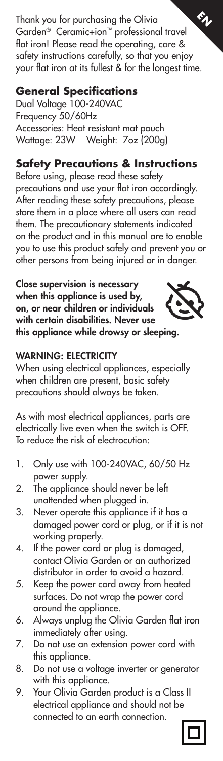Thank you for purchasing the Olivia Garden® Ceramic+ion™ professional travel flat iron! Please read the operating, care & safety instructions carefully, so that you enjoy your flat iron at its fullest & for the longest time.

## General Specifications

Dual Voltage 100-240VAC
Frequency 50/60Hz
Accessories: Heat resistant mat pouch
Wattage: 23W Weight: 7oz (200g)

## Safety Precautions & Instructions

Before using, please read these safety precautions and use your flat iron accordingly. After reading these safety precautions, please store them in a place where all users can read them. The precautionary statements indicated on the product and in this manual are to enable you to use this product safely and prevent you or other persons from being injured or in danger.

**Close supervision is necessary when this appliance is used by, on, or near children or individuals with certain disabilities. Never use this appliance while drowsy or sleeping.**

### WARNING: ELECTRICITY

When using electrical appliances, especially when children are present, basic safety precautions should always be taken.

As with most electrical appliances, parts are electrically live even when the switch is OFF. To reduce the risk of electrocution:

1. Only use with 100-240VAC, 60/50 Hz power supply.
2. The appliance should never be left unattended when plugged in.
3. Never operate this appliance if it has a damaged power cord or plug, or if it is not working properly.
4. If the power cord or plug is damaged, contact Olivia Garden or an authorized distributor in order to avoid a hazard.
5. Keep the power cord away from heated surfaces. Do not wrap the power cord around the appliance.
6. Always unplug the Olivia Garden flat iron immediately after using.
7. Do not use an extension power cord with this appliance.
8. Do not use a voltage inverter or generator with this appliance.
9. Your Olivia Garden product is a Class II electrical appliance and should not be connected to an earth connection.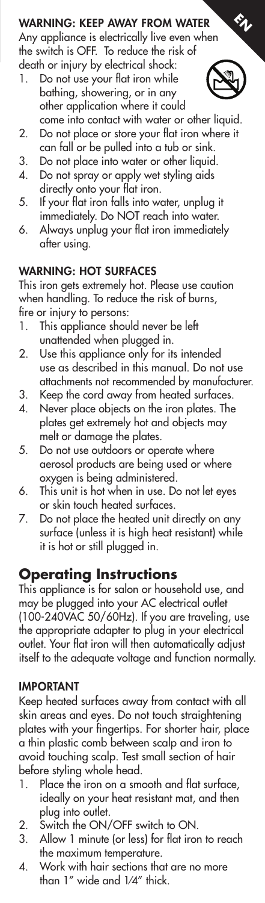### WARNING: KEEP AWAY FROM WATER

Any appliance is electrically live even when the switch is OFF. To reduce the risk of death or injury by electrical shock:

1. Do not use your flat iron while bathing, showering, or in any other application where it could come into contact with water or other liquid.
2. Do not place or store your flat iron where it can fall or be pulled into a tub or sink.
3. Do not place into water or other liquid.
4. Do not spray or apply wet styling aids directly onto your flat iron.
5. If your flat iron falls into water, unplug it immediately. Do NOT reach into water.
6. Always unplug your flat iron immediately after using.

### WARNING: HOT SURFACES

This iron gets extremely hot. Please use caution when handling. To reduce the risk of burns, fire or injury to persons:

1. This appliance should never be left unattended when plugged in.
2. Use this appliance only for its intended use as described in this manual. Do not use attachments not recommended by manufacturer.
3. Keep the cord away from heated surfaces.
4. Never place objects on the iron plates. The plates get extremely hot and objects may melt or damage the plates.
5. Do not use outdoors or operate where aerosol products are being used or where oxygen is being administered.
6. This unit is hot when in use. Do not let eyes or skin touch heated surfaces.
7. Do not place the heated unit directly on any surface (unless it is high heat resistant) while it is hot or still plugged in.

## Operating Instructions

This appliance is for salon or household use, and may be plugged into your AC electrical outlet (100-240VAC 50/60Hz). If you are traveling, use the appropriate adapter to plug in your electrical outlet. Your flat iron will then automatically adjust itself to the adequate voltage and function normally.

### IMPORTANT

Keep heated surfaces away from contact with all skin areas and eyes. Do not touch straightening plates with your fingertips. For shorter hair, place a thin plastic comb between scalp and iron to avoid touching scalp. Test small section of hair before styling whole head.

1. Place the iron on a smooth and flat surface, ideally on your heat resistant mat, and then plug into outlet.
2. Switch the ON/OFF switch to ON.
3. Allow 1 minute (or less) for flat iron to reach the maximum temperature.
4. Work with hair sections that are no more than 1" wide and 1/4" thick.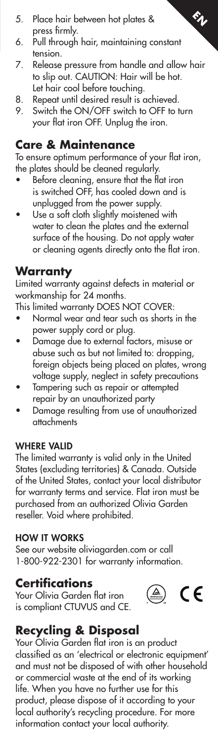5. Place hair between hot plates & press firmly.
6. Pull through hair, maintaining constant tension.
7. Release pressure from handle and allow hair to slip out. CAUTION: Hair will be hot. Let hair cool before touching.
8. Repeat until desired result is achieved.
9. Switch the ON/OFF switch to OFF to turn your flat iron OFF. Unplug the iron.

## Care & Maintenance

To ensure optimum performance of your flat iron, the plates should be cleaned regularly.

- Before cleaning, ensure that the flat iron is switched OFF, has cooled down and is unplugged from the power supply.
- Use a soft cloth slightly moistened with water to clean the plates and the external surface of the housing. Do not apply water or cleaning agents directly onto the flat iron.

## Warranty

Limited warranty against defects in material or workmanship for 24 months.

This limited warranty DOES NOT COVER:

- Normal wear and tear such as shorts in the power supply cord or plug.
- Damage due to external factors, misuse or abuse such as but not limited to: dropping, foreign objects being placed on plates, wrong voltage supply, neglect in safety precautions
- Tampering such as repair or attempted repair by an unauthorized party
- Damage resulting from use of unauthorized attachments

### WHERE VALID

The limited warranty is valid only in the United States (excluding territories) & Canada. Outside of the United States, contact your local distributor for warranty terms and service. Flat iron must be purchased from an authorized Olivia Garden reseller. Void where prohibited.

### HOW IT WORKS

See our website oliviagarden.com or call 1-800-922-2301 for warranty information.

## Certifications

Your Olivia Garden flat iron is compliant CTUVUS and CE.

## Recycling & Disposal

Your Olivia Garden flat iron is an product classified as an 'electrical or electronic equipment' and must not be disposed of with other household or commercial waste at the end of its working life. When you have no further use for this product, please dispose of it according to your local authority's recycling procedure. For more information contact your local authority.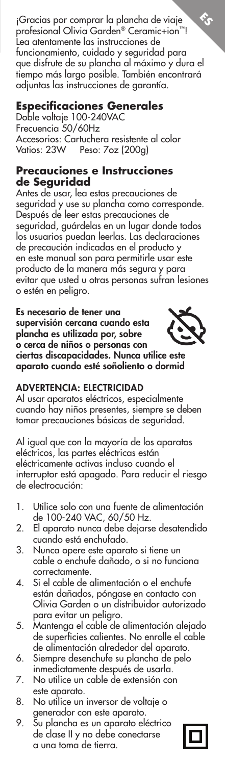¡Gracias por comprar la plancha de viaje profesional Olivia Garden® Ceramic+ion™! Lea atentamente las instrucciones de funcionamiento, cuidado y seguridad para que disfrute de su plancha al máximo y dura el tiempo más largo posible. También encontrará adjuntas las instrucciones de garantía.

## Especificaciones Generales

Doble voltaje 100-240VAC
Frecuencia 50/60Hz
Accesorios: Cartuchera resistente al color
Vatios: 23W Peso: 7oz (200g)

## Precauciones e Instrucciones de Seguridad

Antes de usar, lea estas precauciones de seguridad y use su plancha como corresponde. Después de leer estas precauciones de seguridad, guárdelas en un lugar donde todos los usuarios puedan leerlas. Las declaraciones de precaución indicadas en el producto y en este manual son para permitirle usar este producto de la manera más segura y para evitar que usted u otras personas sufran lesiones o estén en peligro.

**Es necesario de tener una supervisión cercana cuando esta plancha es utilizada por, sobre o cerca de niños o personas con ciertas discapacidades. Nunca utilice este aparato cuando esté soñoliento o dormid**

**ADVERTENCIA: ELECTRICIDAD**

Al usar aparatos eléctricos, especialmente cuando hay niños presentes, siempre se deben tomar precauciones básicas de seguridad.

Al igual que con la mayoría de los aparatos eléctricos, las partes eléctricas están eléctricamente activas incluso cuando el interruptor está apagado. Para reducir el riesgo de electrocución:

1. Utilice solo con una fuente de alimentación de 100-240 VAC, 60/50 Hz.
2. El aparato nunca debe dejarse desatendido cuando está enchufado.
3. Nunca opere este aparato si tiene un cable o enchufe dañado, o si no funciona correctamente.
4. Si el cable de alimentación o el enchufe están dañados, póngase en contacto con Olivia Garden o un distribuidor autorizado para evitar un peligro.
5. Mantenga el cable de alimentación alejado de superficies calientes. No enrolle el cable de alimentación alrededor del aparato.
6. Siempre desenchufe su plancha de pelo inmediatamente después de usarla.
7. No utilice un cable de extensión con este aparato.
8. No utilice un inversor de voltaje o generador con este aparato.
9. Su plancha es un aparato eléctrico de clase II y no debe conectarse a una toma de tierra.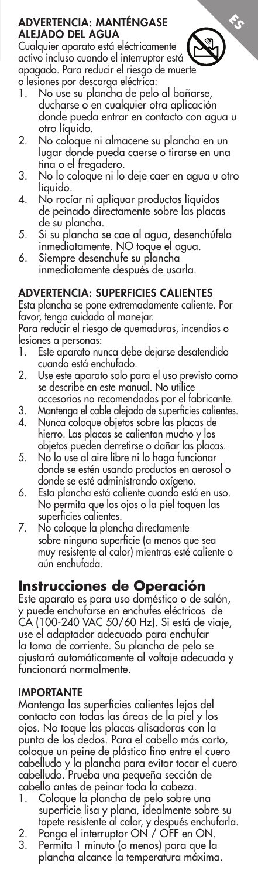**ADVERTENCIA: MANTÉNGASE ALEJADO DEL AGUA**

Cualquier aparato está eléctricamente activo incluso cuando el interruptor está apagado. Para reducir el riesgo de muerte o lesiones por descarga eléctrica:

1. No use su plancha de pelo al bañarse, ducharse o en cualquier otra aplicación donde pueda entrar en contacto con agua u otro líquido.
2. No coloque ni almacene su plancha en un lugar donde pueda caerse o tirarse en una tina o el fregadero.
3. No lo coloque ni lo deje caer en agua u otro líquido.
4. No rocíar ni apliquar productos liquidos de peinado directamente sobre las placas de su plancha.
5. Si su plancha se cae al agua, desenchúfela inmediatamente. NO toque el agua.
6. Siempre desenchufe su plancha inmediatamente después de usarla.

**ADVERTENCIA: SUPERFICIES CALIENTES**

Esta plancha se pone extremadamente caliente. Por favor, tenga cuidado al manejar.

Para reducir el riesgo de quemaduras, incendios o lesiones a personas:

1. Este aparato nunca debe dejarse desatendido cuando está enchufado.
2. Use este aparato solo para el uso previsto como se describe en este manual. No utilice accesorios no recomendados por el fabricante.
3. Mantenga el cable alejado de superficies calientes.
4. Nunca coloque objetos sobre las placas de hierro. Las placas se calientan mucho y los objetos pueden derretirse o dañar las placas.
5. No lo use al aire libre ni lo haga funcionar donde se estén usando productos en aerosol o donde se esté administrando oxígeno.
6. Esta plancha está caliente cuando está en uso. No permita que los ojos o la piel toquen las superficies calientes.
7. No coloque la plancha directamente sobre ninguna superficie (a menos que sea muy resistente al calor) mientras esté caliente o aún enchufada.

## Instrucciones de Operación

Este aparato es para uso doméstico o de salón, y puede enchufarse en enchufes eléctricos de CA (100-240 VAC 50/60 Hz). Si está de viaje, use el adaptador adecuado para enchufar la toma de corriente. Su plancha de pelo se ajustará automáticamente al voltaje adecuado y funcionará normalmente.

**IMPORTANTE**

Mantenga las superficies calientes lejos del contacto con todas las áreas de la piel y los ojos. No toque las placas alisadoras con la punta de los dedos. Para el cabello más corto, coloque un peine de plástico fino entre el cuero cabelludo y la plancha para evitar tocar el cuero cabelludo. Prueba una pequeña sección de cabello antes de peinar toda la cabeza.

1. Coloque la plancha de pelo sobre una superficie lisa y plana, idealmente sobre su tapete resistente al calor, y después enchufarla.
2. Ponga el interruptor ON / OFF en ON.
3. Permita 1 minuto (o menos) para que la plancha alcance la temperatura máxima.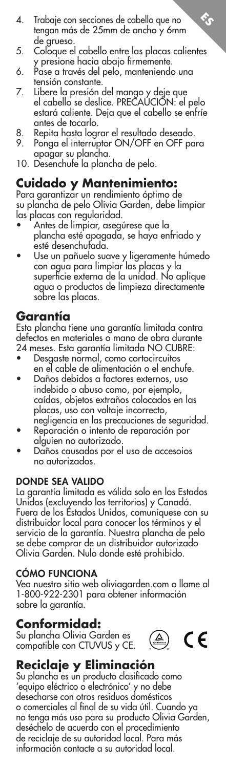4. Trabaje con secciones de cabello que no tengan más de 25mm de ancho y 6mm de grueso.
5. Coloque el cabello entre las placas calientes y presione hacia abajo firmemente.
6. Pase a través del pelo, manteniendo una tensión constante.
7. Libere la presión del mango y deje que el cabello se deslice. PRECAUCIÓN: el pelo estará caliente. Deja que el cabello se enfríe antes de tocarlo.
8. Repita hasta lograr el resultado deseado.
9. Ponga el interruptor ON/OFF en OFF para apagar su plancha.
10. Desenchufe la plancha de pelo.

## Cuidado y Mantenimiento:

Para garantizar un rendimiento óptimo de su plancha de pelo Olivia Garden, debe limpiar las placas con regularidad.

- Antes de limpiar, asegúrese que la plancha esté apagada, se haya enfriado y esté desenchufada.
- Use un pañuelo suave y ligeramente húmedo con agua para limpiar las placas y la superficie externa de la unidad. No aplique agua o productos de limpieza directamente sobre las placas.

## Garantía

Esta plancha tiene una garantía limitada contra defectos en materiales o mano de obra durante 24 meses. Esta garantía limitada NO CUBRE:

- Desgaste normal, como cortocircuitos en el cable de alimentación o el enchufe.
- Daños debidos a factores externos, uso indebido o abuso como, por ejemplo, caídas, objetos extraños colocados en las placas, uso con voltaje incorrecto, negligencia en las precauciones de seguridad.
- Reparación o intento de reparación por alguien no autorizado.
- Daños causados por el uso de accesoios no autorizados.

### DONDE SEA VALIDO

La garantía limitada es válida solo en los Estados Unidos (excluyendo los territorios) y Canadá. Fuera de los Estados Unidos, comuníquese con su distribuidor local para conocer los términos y el servicio de la garantía. Nuestra plancha de pelo se debe comprar de un distribuidor autorizado Olivia Garden. Nulo donde esté prohibido.

### CÓMO FUNCIONA

Vea nuestro sitio web oliviagarden.com o llame al 1-800-922-2301 para obtener información sobre la garantía.

## Conformidad:

Su plancha Olivia Garden es compatible con CTUVUS y CE.

## Reciclaje y Eliminación

Su plancha es un producto clasificado como 'equipo eléctrico o electrónico' y no debe desecharse con otros residuos domésticos o comerciales al final de su vida útil. Cuando ya no tenga más uso para su producto Olivia Garden, deséchelo de acuerdo con el procedimiento de reciclaje de su autoridad local. Para más información contacte a su autoridad local.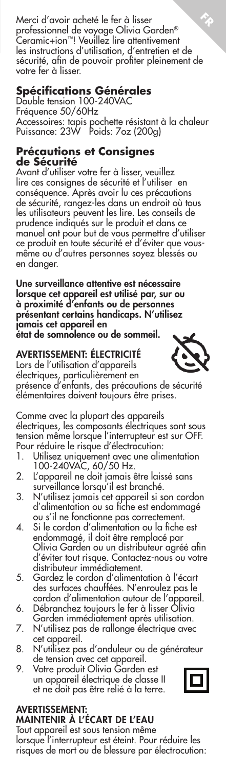Merci d'avoir acheté le fer à lisser professionnel de voyage Olivia Garden® Ceramic+ion™! Veuillez lire attentivement les instructions d'utilisation, d'entretien et de sécurité, afin de pouvoir profiter pleinement de votre fer à lisser.

## Spécifications Générales

Double tension 100-240VAC
Fréquence 50/60Hz
Accessoires: tapis pochette résistant à la chaleur
Puissance: 23W Poids: 7oz (200g)

## Précautions et Consignes de Sécurité

Avant d'utiliser votre fer à lisser, veuillez lire ces consignes de sécurité et l'utiliser en conséquence. Après avoir lu ces précautions de sécurité, rangez-les dans un endroit où tous les utilisateurs peuvent les lire. Les conseils de prudence indiqués sur le produit et dans ce manuel ont pour but de vous permettre d'utiliser ce produit en toute sécurité et d'éviter que vous-même ou d'autres personnes soyez blessés ou en danger.

**Une surveillance attentive est nécessaire lorsque cet appareil est utilisé par, sur ou à proximité d'enfants ou de personnes présentant certains handicaps. N'utilisez jamais cet appareil en état de somnolence ou de sommeil.**

### AVERTISSEMENT: ÉLECTRICITÉ

Lors de l'utilisation d'appareils électriques, particulièrement en présence d'enfants, des précautions de sécurité élémentaires doivent toujours être prises.

Comme avec la plupart des appareils électriques, les composants électriques sont sous tension même lorsque l'interrupteur est sur OFF. Pour réduire le risque d'électrocution:

1. Utilisez uniquement avec une alimentation 100-240VAC, 60/50 Hz.
2. L'appareil ne doit jamais être laissé sans surveillance lorsqu'il est branché.
3. N'utilisez jamais cet appareil si son cordon d'alimentation ou sa fiche est endommagé ou s'il ne fonctionne pas correctement.
4. Si le cordon d'alimentation ou la fiche est endommagé, il doit être remplacé par Olivia Garden ou un distributeur agréé afin d'éviter tout risque. Contactez-nous ou votre distributeur immédiatement.
5. Gardez le cordon d'alimentation à l'écart des surfaces chauffées. N'enroulez pas le cordon d'alimentation autour de l'appareil.
6. Débranchez toujours le fer à lisser Olivia Garden immédiatement après utilisation.
7. N'utilisez pas de rallonge électrique avec cet appareil.
8. N'utilisez pas d'onduleur ou de générateur de tension avec cet appareil.
9. Votre produit Olivia Garden est un appareil électrique de classe II et ne doit pas être relié à la terre.

### AVERTISSEMENT: MAINTENIR À L'ÉCART DE L'EAU

Tout appareil est sous tension même lorsque l'interrupteur est éteint. Pour réduire les risques de mort ou de blessure par électrocution: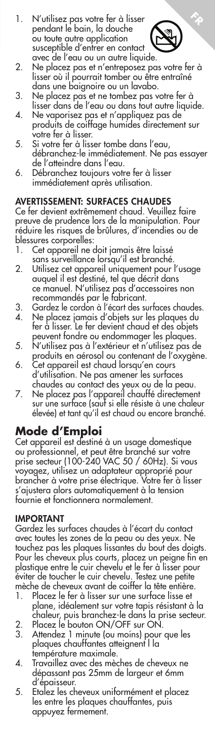1. N'utilisez pas votre fer à lisser pendant le bain, la douche ou toute autre application susceptible d'entrer en contact avec de l'eau ou un autre liquide.
2. Ne placez pas et n'entreposez pas votre fer à lisser où il pourrait tomber ou être entraîné dans une baignoire ou un lavabo.
3. Ne placez pas et ne tombez pas votre fer à lisser dans de l'eau ou dans tout autre liquide.
4. Ne vaporisez pas et n'appliquez pas de produits de coiffage humides directement sur votre fer à lisser.
5. Si votre fer à lisser tombe dans l'eau, débranchez-le immédiatement. Ne pas essayer de l'atteindre dans l'eau.
6. Débranchez toujours votre fer à lisser immédiatement après utilisation.

**AVERTISSEMENT: SURFACES CHAUDES**

Ce fer devient extrêmement chaud. Veuillez faire preuve de prudence lors de la manipulation. Pour réduire les risques de brûlures, d'incendies ou de blessures corporelles:

1. Cet appareil ne doit jamais être laissé sans surveillance lorsqu'il est branché.
2. Utilisez cet appareil uniquement pour l'usage auquel il est destiné, tel que décrit dans ce manuel. N'utilisez pas d'accessoires non recommandés par le fabricant.
3. Gardez le cordon à l'écart des surfaces chaudes.
4. Ne placez jamais d'objets sur les plaques du fer à lisser. Le fer devient chaud et des objets peuvent fondre ou endommager les plaques.
5. N'utilisez pas à l'extérieur et n'utilisez pas de produits en aérosol ou contenant de l'oxygène.
6. Cet appareil est chaud lorsqu'en cours d'utilisation. Ne pas amener les surfaces chaudes au contact des yeux ou de la peau.
7. Ne placez pas l'appareil chauffé directement sur une surface (sauf si elle résiste à une chaleur élevée) et tant qu'il est chaud ou encore branché.

## Mode d'Emploi

Cet appareil est destiné à un usage domestique ou professionnel, et peut être branché sur votre prise secteur (100-240 VAC 50 / 60Hz). Si vous voyagez, utilisez un adaptateur approprié pour brancher à votre prise électrique. Votre fer à lisser s'ajustera alors automatiquement à la tension fournie et fonctionnera normalement.

**IMPORTANT**

Gardez les surfaces chaudes à l'écart du contact avec toutes les zones de la peau ou des yeux. Ne touchez pas les plaques lissantes du bout des doigts. Pour les cheveux plus courts, placez un peigne fin en plastique entre le cuir chevelu et le fer à lisser pour éviter de toucher le cuir chevelu. Testez une petite mèche de cheveux avant de coiffer la tête entière.

1. Placez le fer à lisser sur une surface lisse et plane, idéalement sur votre tapis résistant à la chaleur, puis branchez-le dans la prise secteur.
2. Placez le bouton ON/OFF sur ON.
3. Attendez 1 minute (ou moins) pour que les plaques chauffantes atteignent l la température maximale.
4. Travaillez avec des mèches de cheveux ne dépassant pas 25mm de largeur et 6mm d'épaisseur.
5. Etalez les cheveux uniformément et placez les entre les plaques chauffantes, puis appuyez fermement.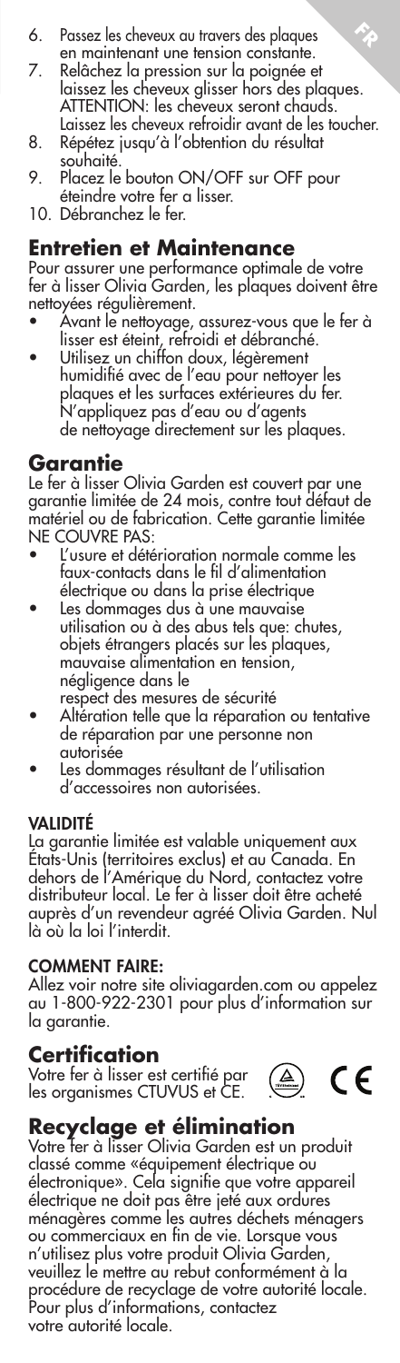6. Passez les cheveux au travers des plaques en maintenant une tension constante.
7. Relâchez la pression sur la poignée et laissez les cheveux glisser hors des plaques. ATTENTION: les cheveux seront chauds. Laissez les cheveux refroidir avant de les toucher.
8. Répétez jusqu'à l'obtention du résultat souhaité.
9. Placez le bouton ON/OFF sur OFF pour éteindre votre fer a lisser.
10. Débranchez le fer.

## Entretien et Maintenance

Pour assurer une performance optimale de votre fer à lisser Olivia Garden, les plaques doivent être nettoyées régulièrement.

- Avant le nettoyage, assurez-vous que le fer à lisser est éteint, refroidi et débranché.
- Utilisez un chiffon doux, légèrement humidifié avec de l'eau pour nettoyer les plaques et les surfaces extérieures du fer. N'appliquez pas d'eau ou d'agents de nettoyage directement sur les plaques.

## Garantie

Le fer à lisser Olivia Garden est couvert par une garantie limitée de 24 mois, contre tout défaut de matériel ou de fabrication. Cette garantie limitée NE COUVRE PAS:

- L'usure et détérioration normale comme les faux-contacts dans le fil d'alimentation électrique ou dans la prise électrique
- Les dommages dus à une mauvaise utilisation ou à des abus tels que: chutes, objets étrangers placés sur les plaques, mauvaise alimentation en tension, négligence dans le respect des mesures de sécurité
- Altération telle que la réparation ou tentative de réparation par une personne non autorisée
- Les dommages résultant de l'utilisation d'accessoires non autorisées.

### VALIDITÉ

La garantie limitée est valable uniquement aux États-Unis (territoires exclus) et au Canada. En dehors de l'Amérique du Nord, contactez votre distributeur local. Le fer à lisser doit être acheté auprès d'un revendeur agréé Olivia Garden. Nul là où la loi l'interdit.

### COMMENT FAIRE:

Allez voir notre site oliviagarden.com ou appelez au 1-800-922-2301 pour plus d'information sur la garantie.

## Certification

Votre fer à lisser est certifié par les organismes CTUVUS et CE.

## Recyclage et élimination

Votre fer à lisser Olivia Garden est un produit classé comme «équipement électrique ou électronique». Cela signifie que votre appareil électrique ne doit pas être jeté aux ordures ménagères comme les autres déchets ménagers ou commerciaux en fin de vie. Lorsque vous n'utilisez plus votre produit Olivia Garden, veuillez le mettre au rebut conformément à la procédure de recyclage de votre autorité locale. Pour plus d'informations, contactez votre autorité locale.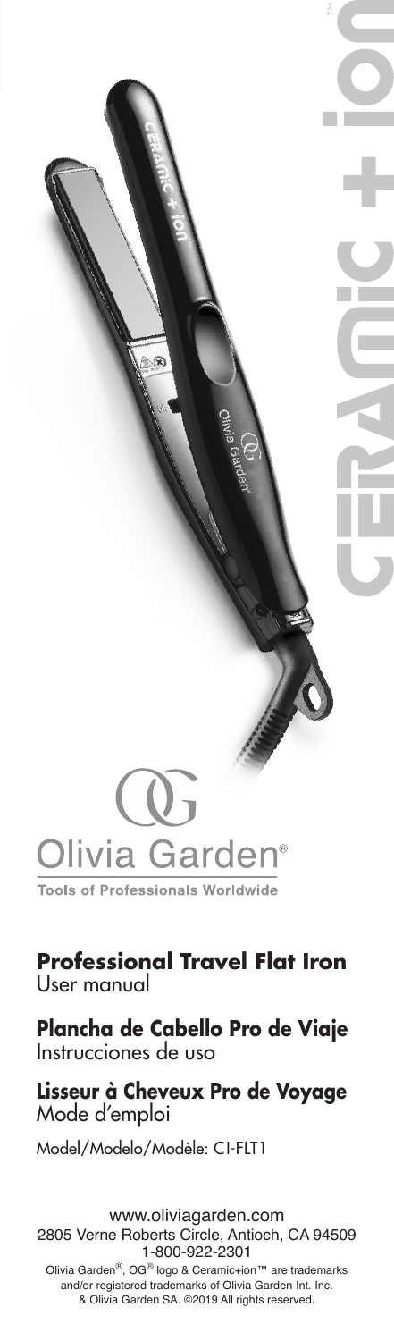Olivia Garden®

Tools of Professionals Worldwide

**Professional Travel Flat Iron**
User manual

**Plancha de Cabello Pro de Viaje**
Instrucciones de uso

**Lisseur à Cheveux Pro de Voyage**
Mode d'emploi

Model/Modelo/Modèle: CI-FLT1

www.oliviagarden.com
2805 Verne Roberts Circle, Antioch, CA 94509
1-800-922-2301

Olivia Garden®, OG® logo & Ceramic+ion™ are trademarks and/or registered trademarks of Olivia Garden Int. Inc. & Olivia Garden SA. ©2019 All rights reserved.